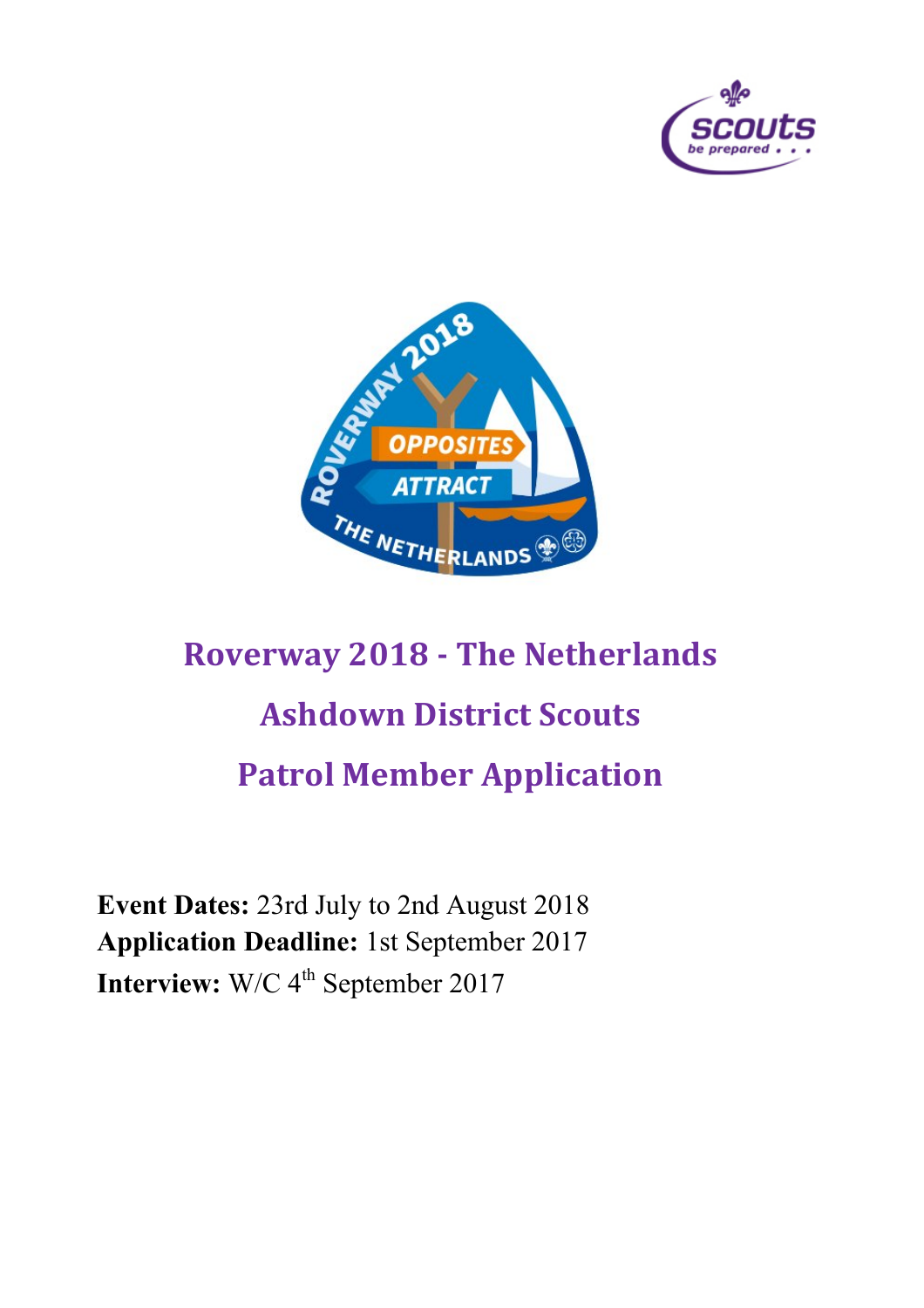# Roverway 2018 - The Netherlands

# Ashdown District Scouts

# Patrol Member Application

**Event Dates:** 23rd July to 2nd August 2018
**Application Deadline:** 1st September 2017
**Interview:** W/C 4th September 2017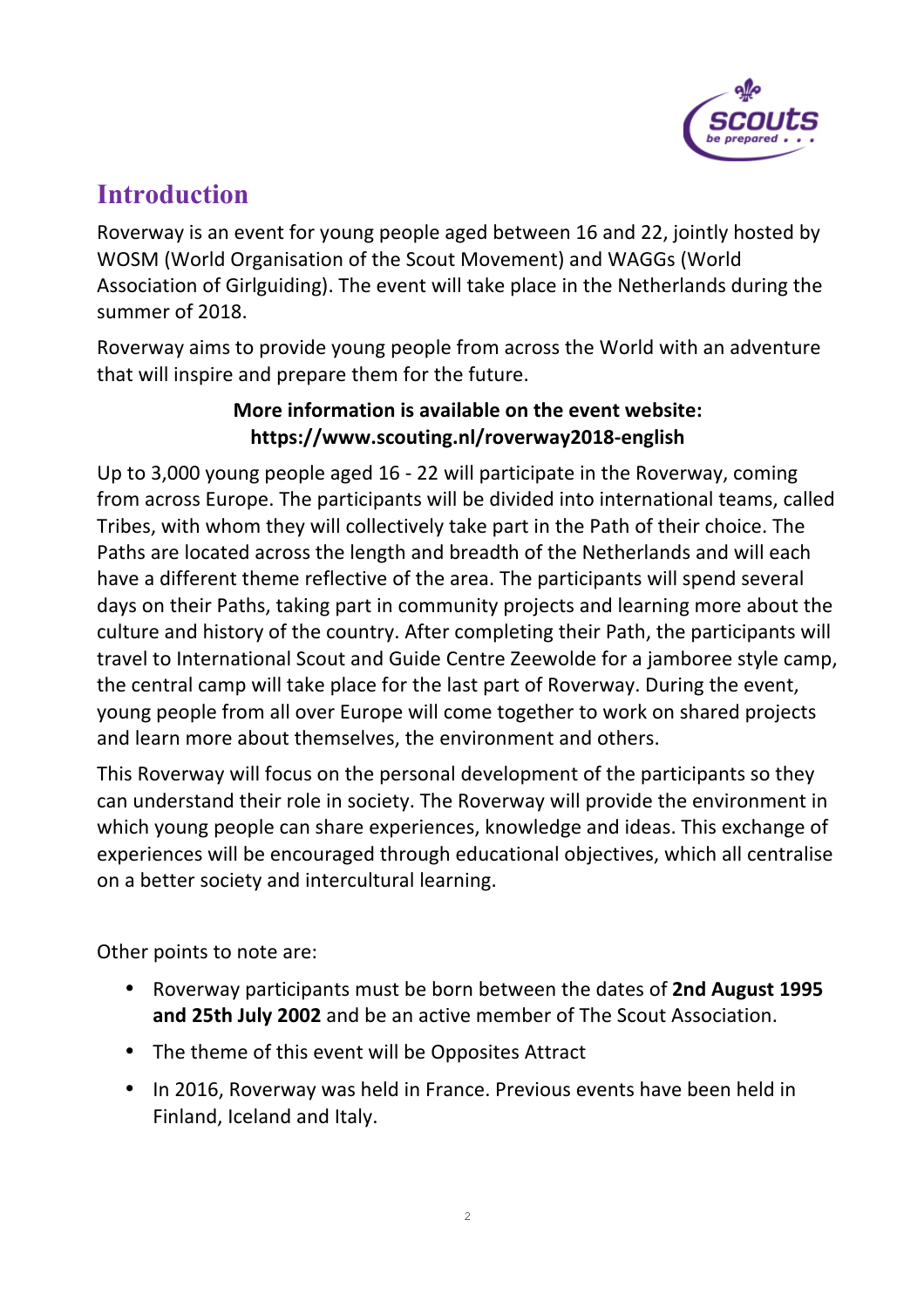## Introduction

Roverway is an event for young people aged between 16 and 22, jointly hosted by WOSM (World Organisation of the Scout Movement) and WAGGs (World Association of Girlguiding). The event will take place in the Netherlands during the summer of 2018.

Roverway aims to provide young people from across the World with an adventure that will inspire and prepare them for the future.

**More information is available on the event website: https://www.scouting.nl/roverway2018-english**

Up to 3,000 young people aged 16 - 22 will participate in the Roverway, coming from across Europe. The participants will be divided into international teams, called Tribes, with whom they will collectively take part in the Path of their choice. The Paths are located across the length and breadth of the Netherlands and will each have a different theme reflective of the area. The participants will spend several days on their Paths, taking part in community projects and learning more about the culture and history of the country. After completing their Path, the participants will travel to International Scout and Guide Centre Zeewolde for a jamboree style camp, the central camp will take place for the last part of Roverway. During the event, young people from all over Europe will come together to work on shared projects and learn more about themselves, the environment and others.

This Roverway will focus on the personal development of the participants so they can understand their role in society. The Roverway will provide the environment in which young people can share experiences, knowledge and ideas. This exchange of experiences will be encouraged through educational objectives, which all centralise on a better society and intercultural learning.

Other points to note are:

- Roverway participants must be born between the dates of **2nd August 1995 and 25th July 2002** and be an active member of The Scout Association.
- The theme of this event will be Opposites Attract
- In 2016, Roverway was held in France. Previous events have been held in Finland, Iceland and Italy.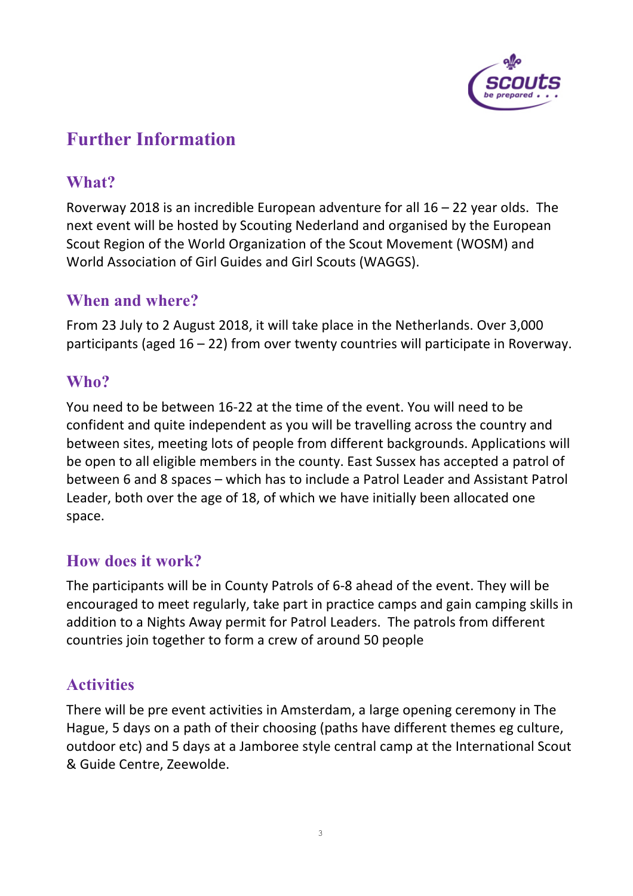# Further Information

## What?

Roverway 2018 is an incredible European adventure for all 16 – 22 year olds. The next event will be hosted by Scouting Nederland and organised by the European Scout Region of the World Organization of the Scout Movement (WOSM) and World Association of Girl Guides and Girl Scouts (WAGGS).

## When and where?

From 23 July to 2 August 2018, it will take place in the Netherlands. Over 3,000 participants (aged 16 – 22) from over twenty countries will participate in Roverway.

## Who?

You need to be between 16-22 at the time of the event. You will need to be confident and quite independent as you will be travelling across the country and between sites, meeting lots of people from different backgrounds. Applications will be open to all eligible members in the county. East Sussex has accepted a patrol of between 6 and 8 spaces – which has to include a Patrol Leader and Assistant Patrol Leader, both over the age of 18, of which we have initially been allocated one space.

## How does it work?

The participants will be in County Patrols of 6-8 ahead of the event. They will be encouraged to meet regularly, take part in practice camps and gain camping skills in addition to a Nights Away permit for Patrol Leaders. The patrols from different countries join together to form a crew of around 50 people

## Activities

There will be pre event activities in Amsterdam, a large opening ceremony in The Hague, 5 days on a path of their choosing (paths have different themes eg culture, outdoor etc) and 5 days at a Jamboree style central camp at the International Scout & Guide Centre, Zeewolde.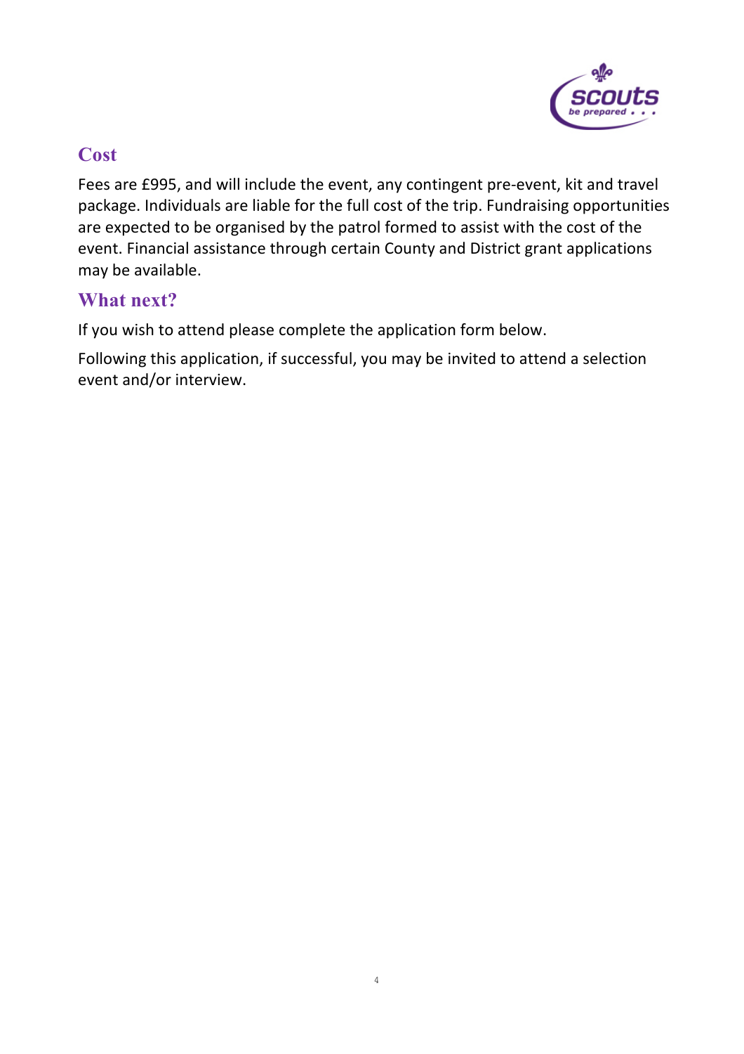## Cost

Fees are £995, and will include the event, any contingent pre-event, kit and travel package. Individuals are liable for the full cost of the trip. Fundraising opportunities are expected to be organised by the patrol formed to assist with the cost of the event. Financial assistance through certain County and District grant applications may be available.

## What next?

If you wish to attend please complete the application form below.

Following this application, if successful, you may be invited to attend a selection event and/or interview.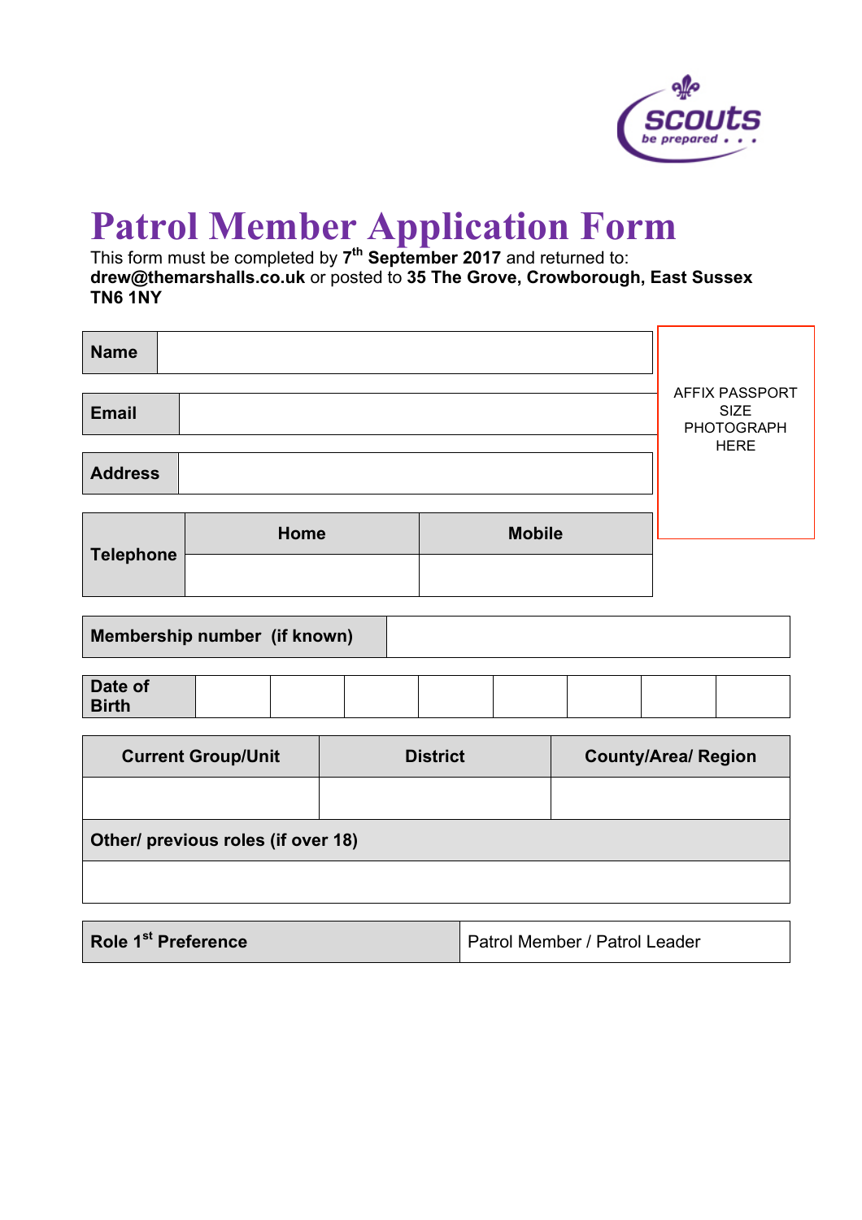# Patrol Member Application Form

This form must be completed by **7th September 2017** and returned to: **drew@themarshalls.co.uk** or posted to **35 The Grove, Crowborough, East Sussex TN6 1NY**

| **Name** | |
|---|---|

| **Email** | |
|---|---|

| **Address** | |
|---|---|

AFFIX PASSPORT SIZE PHOTOGRAPH HERE

| **Telephone** | **Home** | **Mobile** |
|---|---|---|
| | | |

| **Membership number (if known)** | |
|---|---|

| **Date of Birth** | | | | | | | | |
|---|---|---|---|---|---|---|---|---|

| **Current Group/Unit** | **District** | **County/Area/ Region** |
|---|---|---|
| | | |
| **Other/ previous roles (if over 18)** | | |
| | | |

| **Role 1st Preference** | Patrol Member / Patrol Leader |
|---|---|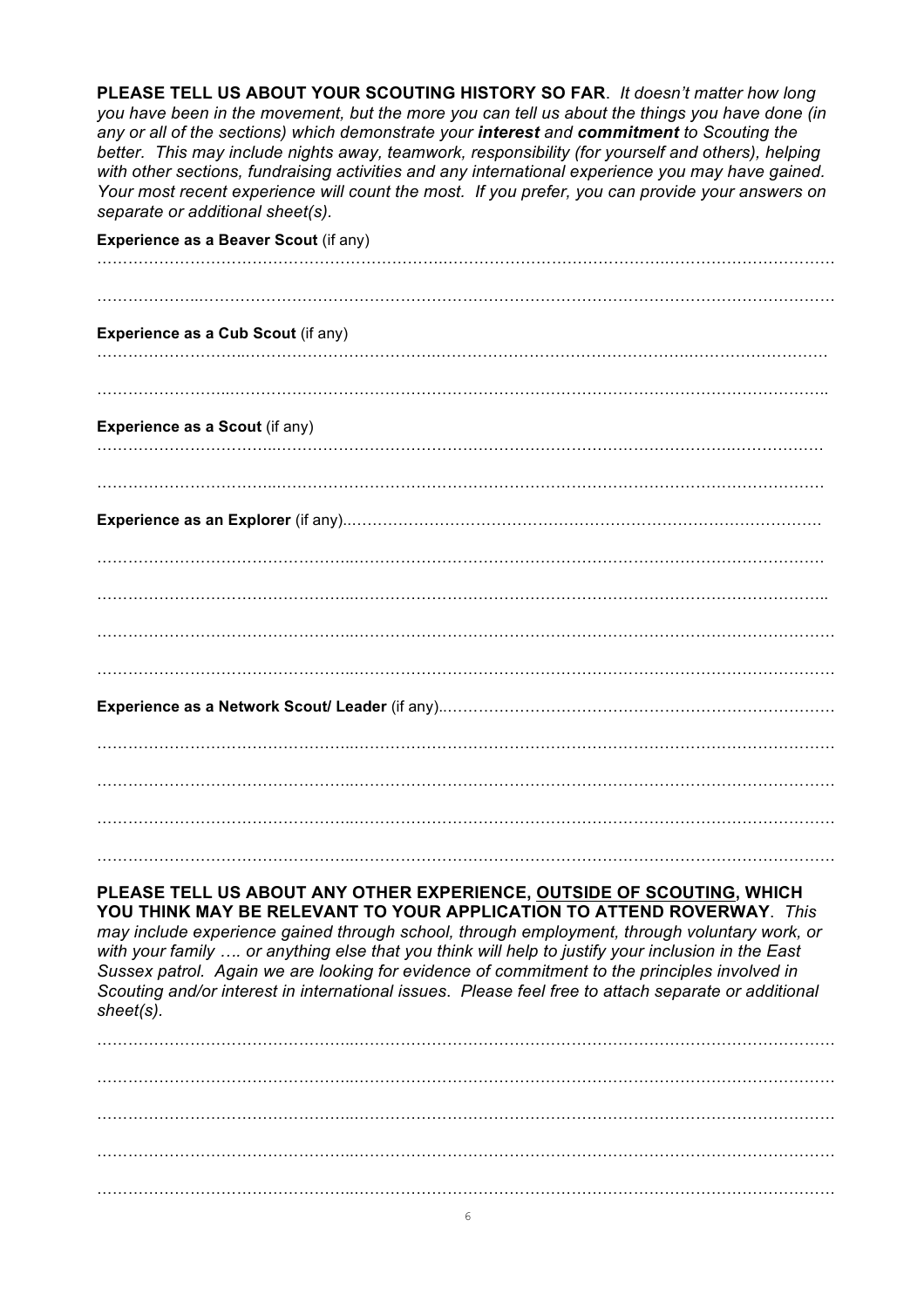**PLEASE TELL US ABOUT YOUR SCOUTING HISTORY SO FAR**. *It doesn't matter how long you have been in the movement, but the more you can tell us about the things you have done (in any or all of the sections) which demonstrate your **interest** and **commitment** to Scouting the better. This may include nights away, teamwork, responsibility (for yourself and others), helping with other sections, fundraising activities and any international experience you may have gained. Your most recent experience will count the most. If you prefer, you can provide your answers on separate or additional sheet(s).*

**Experience as a Beaver Scout** (if any)

…………………………………………………………………………………………………………………………

…………………………………………………………………………………………………………………………

**Experience as a Cub Scout** (if any)

…………………………………………………………………………………………………………………………

…………………………………………………………………………………………………………………………

**Experience as a Scout** (if any)

…………………………………………………………………………………………………………………………

…………………………………………………………………………………………………………………………

**Experience as an Explorer** (if any)……………………………………………………………………………………

…………………………………………………………………………………………………………………………

…………………………………………………………………………………………………………………………

…………………………………………………………………………………………………………………………

…………………………………………………………………………………………………………………………

**Experience as a Network Scout/ Leader** (if any)……………………………………………………………………

…………………………………………………………………………………………………………………………

…………………………………………………………………………………………………………………………

…………………………………………………………………………………………………………………………

…………………………………………………………………………………………………………………………

**PLEASE TELL US ABOUT ANY OTHER EXPERIENCE, <u>OUTSIDE OF SCOUTING</u>, WHICH YOU THINK MAY BE RELEVANT TO YOUR APPLICATION TO ATTEND ROVERWAY**. *This may include experience gained through school, through employment, through voluntary work, or with your family …. or anything else that you think will help to justify your inclusion in the East Sussex patrol. Again we are looking for evidence of commitment to the principles involved in Scouting and/or interest in international issues. Please feel free to attach separate or additional sheet(s).*

…………………………………………………………………………………………………………………………

…………………………………………………………………………………………………………………………

…………………………………………………………………………………………………………………………

…………………………………………………………………………………………………………………………

…………………………………………………………………………………………………………………………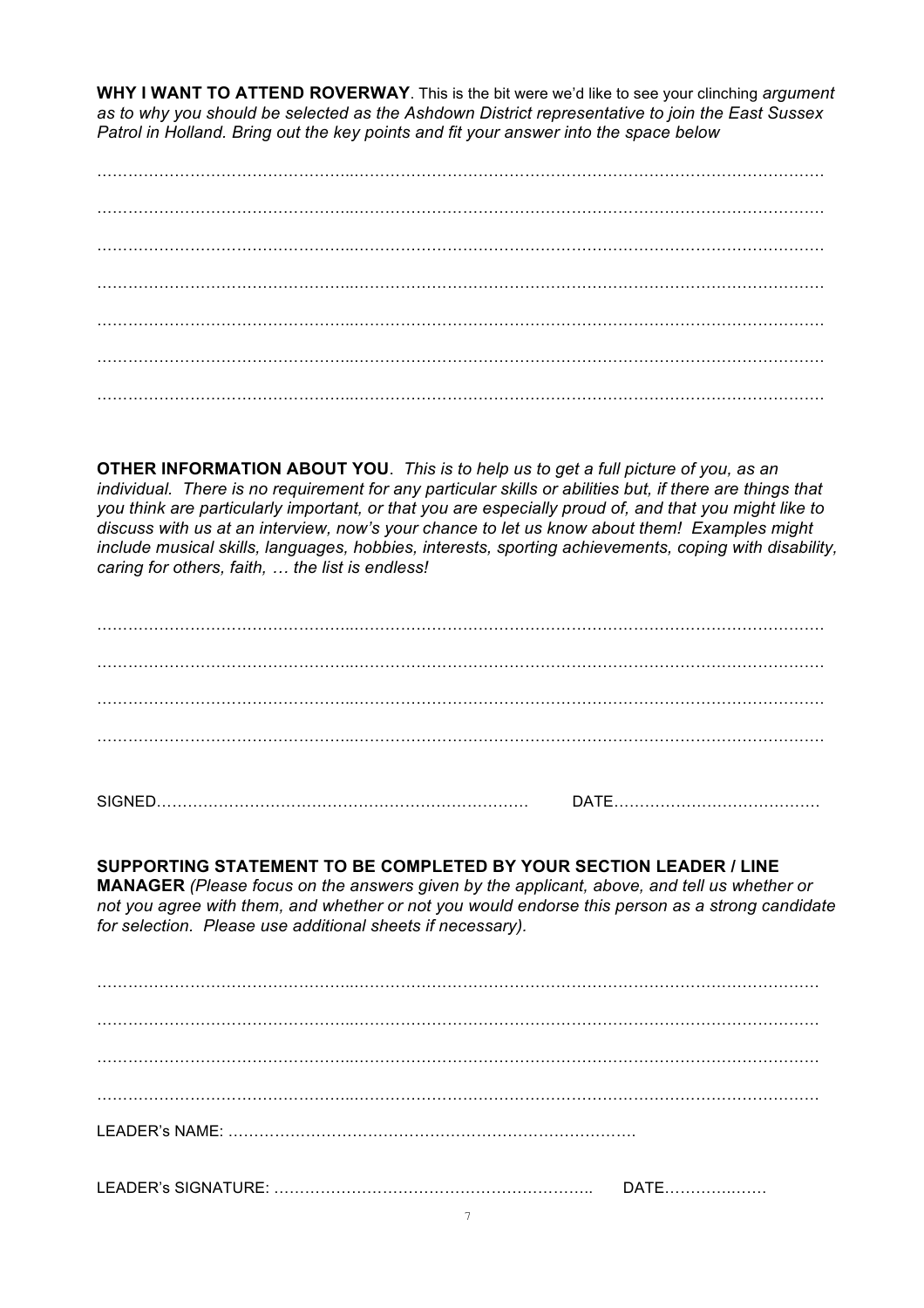**WHY I WANT TO ATTEND ROVERWAY**. This is the bit were we'd like to see your clinching *argument as to why you should be selected as the Ashdown District representative to join the East Sussex Patrol in Holland. Bring out the key points and fit your answer into the space below*

…………………………………………………………………………………………………………………………

…………………………………………………………………………………………………………………………

…………………………………………………………………………………………………………………………

…………………………………………………………………………………………………………………………

…………………………………………………………………………………………………………………………

…………………………………………………………………………………………………………………………

…………………………………………………………………………………………………………………………

**OTHER INFORMATION ABOUT YOU**. *This is to help us to get a full picture of you, as an individual. There is no requirement for any particular skills or abilities but, if there are things that you think are particularly important, or that you are especially proud of, and that you might like to discuss with us at an interview, now's your chance to let us know about them! Examples might include musical skills, languages, hobbies, interests, sporting achievements, coping with disability, caring for others, faith, … the list is endless!*

…………………………………………………………………………………………………………………………

…………………………………………………………………………………………………………………………

…………………………………………………………………………………………………………………………

…………………………………………………………………………………………………………………………

SIGNED………………………………………………………………… DATE…………………………………

**SUPPORTING STATEMENT TO BE COMPLETED BY YOUR SECTION LEADER / LINE MANAGER** *(Please focus on the answers given by the applicant, above, and tell us whether or not you agree with them, and whether or not you would endorse this person as a strong candidate for selection. Please use additional sheets if necessary).*

…………………………………………………………………………………………………………………………

…………………………………………………………………………………………………………………………

…………………………………………………………………………………………………………………………

…………………………………………………………………………………………………………………………

LEADER's NAME: …………………………………………………………………….

LEADER's SIGNATURE: …………………………………………………….. DATE……………….